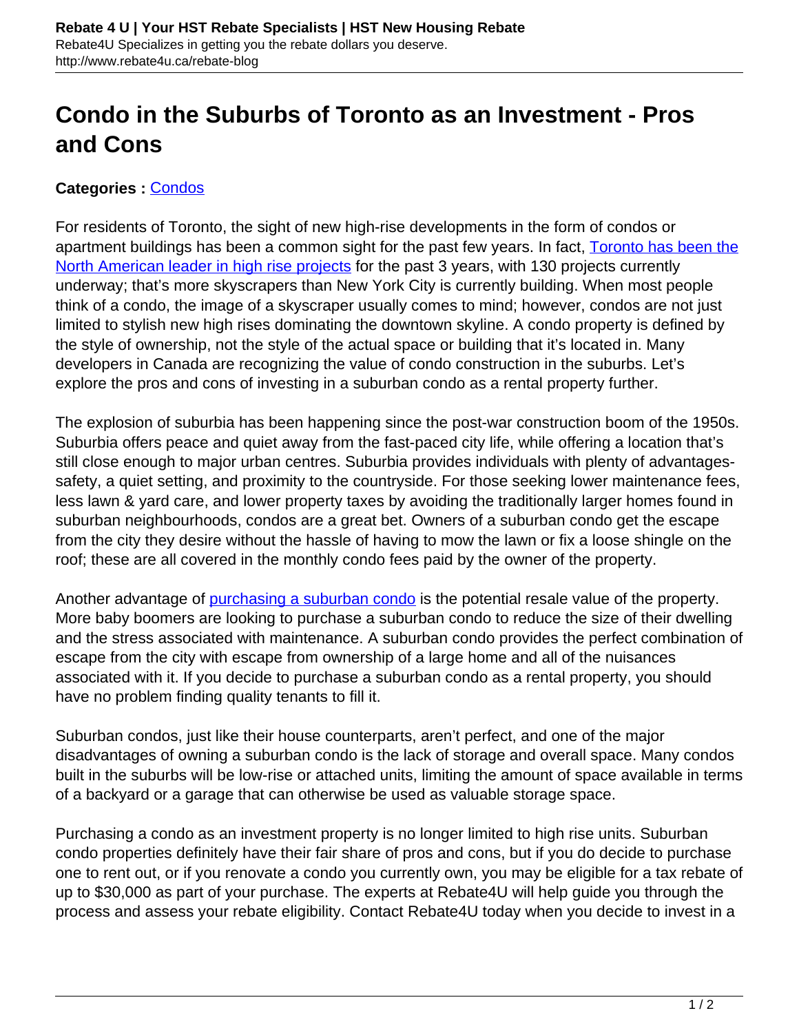# Condo in the Suburbs of Toronto as an Investment - Pros and Cons

**Categories :** [Condos]

For residents of Toronto, the sight of new high-rise developments in the form of condos or apartment buildings has been a common sight for the past few years. In fact, [Toronto has been the North American leader in high rise projects] for the past 3 years, with 130 projects currently underway; that's more skyscrapers than New York City is currently building. When most people think of a condo, the image of a skyscraper usually comes to mind; however, condos are not just limited to stylish new high rises dominating the downtown skyline. A condo property is defined by the style of ownership, not the style of the actual space or building that it's located in. Many developers in Canada are recognizing the value of condo construction in the suburbs. Let's explore the pros and cons of investing in a suburban condo as a rental property further.

The explosion of suburbia has been happening since the post-war construction boom of the 1950s. Suburbia offers peace and quiet away from the fast-paced city life, while offering a location that's still close enough to major urban centres. Suburbia provides individuals with plenty of advantages- safety, a quiet setting, and proximity to the countryside. For those seeking lower maintenance fees, less lawn & yard care, and lower property taxes by avoiding the traditionally larger homes found in suburban neighbourhoods, condos are a great bet. Owners of a suburban condo get the escape from the city they desire without the hassle of having to mow the lawn or fix a loose shingle on the roof; these are all covered in the monthly condo fees paid by the owner of the property.

Another advantage of [purchasing a suburban condo] is the potential resale value of the property. More baby boomers are looking to purchase a suburban condo to reduce the size of their dwelling and the stress associated with maintenance. A suburban condo provides the perfect combination of escape from the city with escape from ownership of a large home and all of the nuisances associated with it. If you decide to purchase a suburban condo as a rental property, you should have no problem finding quality tenants to fill it.

Suburban condos, just like their house counterparts, aren't perfect, and one of the major disadvantages of owning a suburban condo is the lack of storage and overall space. Many condos built in the suburbs will be low-rise or attached units, limiting the amount of space available in terms of a backyard or a garage that can otherwise be used as valuable storage space.

Purchasing a condo as an investment property is no longer limited to high rise units. Suburban condo properties definitely have their fair share of pros and cons, but if you do decide to purchase one to rent out, or if you renovate a condo you currently own, you may be eligible for a tax rebate of up to $30,000 as part of your purchase. The experts at Rebate4U will help guide you through the process and assess your rebate eligibility. Contact Rebate4U today when you decide to invest in a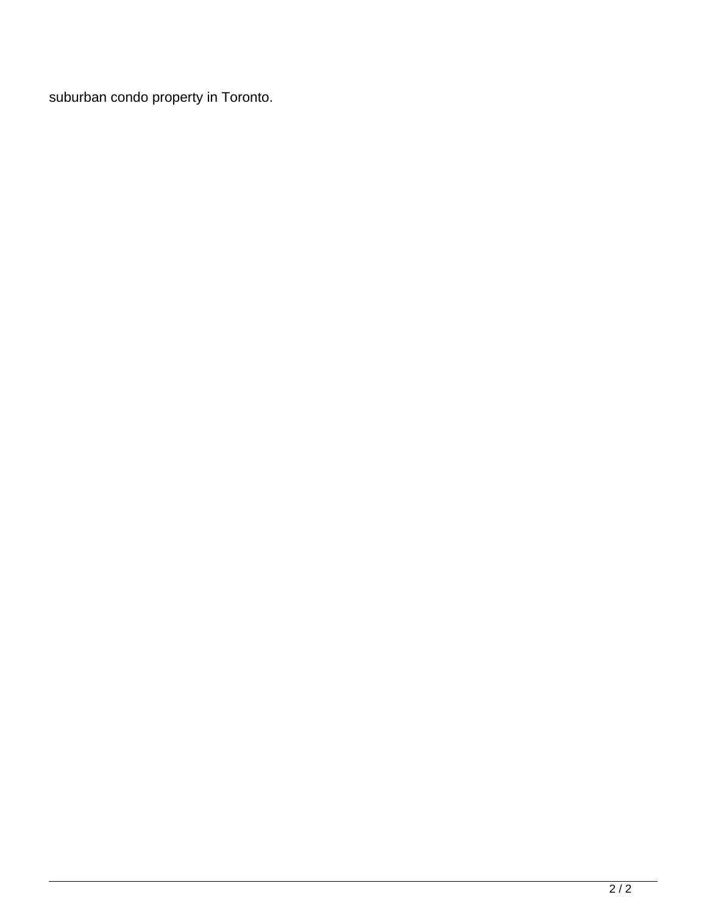suburban condo property in Toronto.